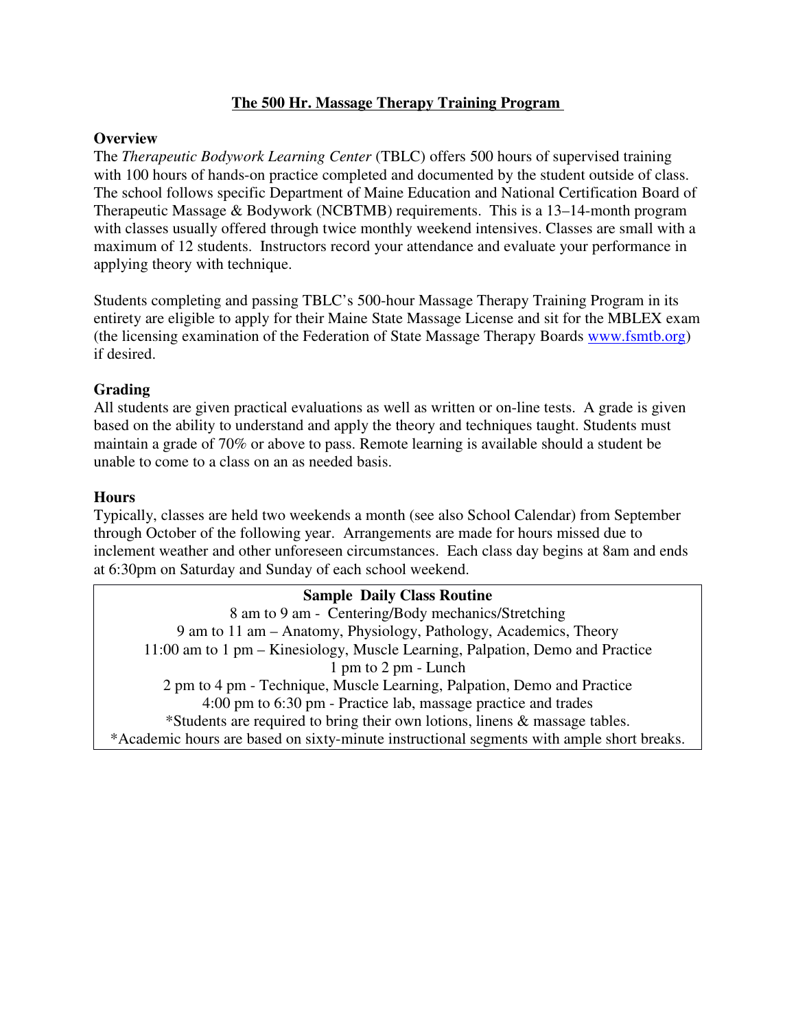# The 500 Hr. Massage Therapy Training Program

## Overview

The *Therapeutic Bodywork Learning Center* (TBLC) offers 500 hours of supervised training with 100 hours of hands-on practice completed and documented by the student outside of class. The school follows specific Department of Maine Education and National Certification Board of Therapeutic Massage & Bodywork (NCBTMB) requirements. This is a 13–14-month program with classes usually offered through twice monthly weekend intensives. Classes are small with a maximum of 12 students. Instructors record your attendance and evaluate your performance in applying theory with technique.

Students completing and passing TBLC's 500-hour Massage Therapy Training Program in its entirety are eligible to apply for their Maine State Massage License and sit for the MBLEX exam (the licensing examination of the Federation of State Massage Therapy Boards [www.fsmtb.org](http://www.fsmtb.org)) if desired.

## Grading

All students are given practical evaluations as well as written or on-line tests. A grade is given based on the ability to understand and apply the theory and techniques taught. Students must maintain a grade of 70% or above to pass. Remote learning is available should a student be unable to come to a class on an as needed basis.

## Hours

Typically, classes are held two weekends a month (see also School Calendar) from September through October of the following year. Arrangements are made for hours missed due to inclement weather and other unforeseen circumstances. Each class day begins at 8am and ends at 6:30pm on Saturday and Sunday of each school weekend.

| **Sample Daily Class Routine** |
| --- |
| 8 am to 9 am - Centering/Body mechanics/Stretching |
| 9 am to 11 am – Anatomy, Physiology, Pathology, Academics, Theory |
| 11:00 am to 1 pm – Kinesiology, Muscle Learning, Palpation, Demo and Practice |
| 1 pm to 2 pm - Lunch |
| 2 pm to 4 pm - Technique, Muscle Learning, Palpation, Demo and Practice |
| 4:00 pm to 6:30 pm - Practice lab, massage practice and trades |
| *Students are required to bring their own lotions, linens & massage tables. |
| *Academic hours are based on sixty-minute instructional segments with ample short breaks. |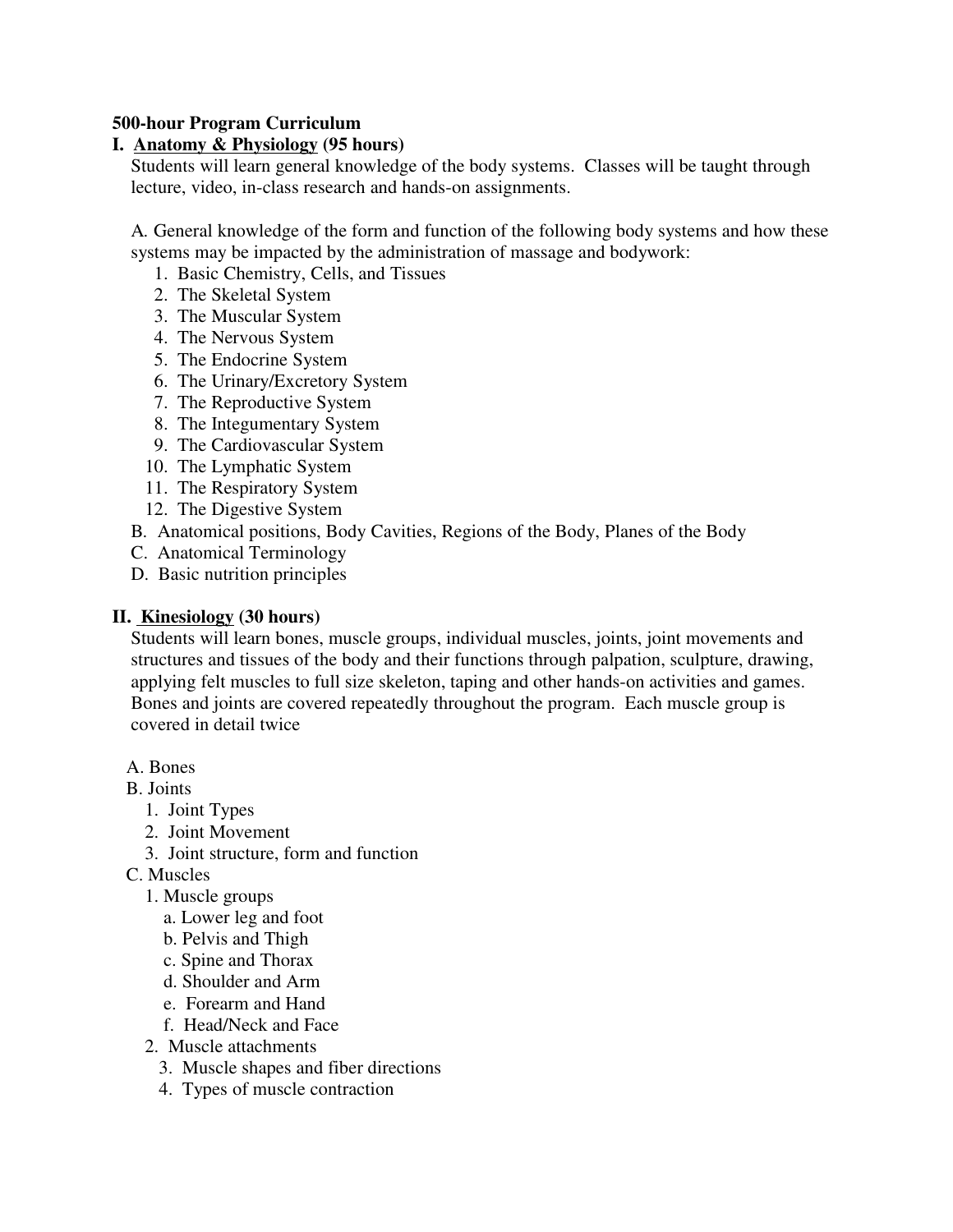**500-hour Program Curriculum**

**I. <u>Anatomy & Physiology</u> (95 hours)**

Students will learn general knowledge of the body systems. Classes will be taught through lecture, video, in-class research and hands-on assignments.

A. General knowledge of the form and function of the following body systems and how these systems may be impacted by the administration of massage and bodywork:

1. Basic Chemistry, Cells, and Tissues
2. The Skeletal System
3. The Muscular System
4. The Nervous System
5. The Endocrine System
6. The Urinary/Excretory System
7. The Reproductive System
8. The Integumentary System
9. The Cardiovascular System
10. The Lymphatic System
11. The Respiratory System
12. The Digestive System

B. Anatomical positions, Body Cavities, Regions of the Body, Planes of the Body

C. Anatomical Terminology

D. Basic nutrition principles

**II. <u>Kinesiology</u> (30 hours)**

Students will learn bones, muscle groups, individual muscles, joints, joint movements and structures and tissues of the body and their functions through palpation, sculpture, drawing, applying felt muscles to full size skeleton, taping and other hands-on activities and games. Bones and joints are covered repeatedly throughout the program. Each muscle group is covered in detail twice

A. Bones

B. Joints

1. Joint Types
2. Joint Movement
3. Joint structure, form and function

C. Muscles

1. Muscle groups
   a. Lower leg and foot
   b. Pelvis and Thigh
   c. Spine and Thorax
   d. Shoulder and Arm
   e. Forearm and Hand
   f. Head/Neck and Face
2. Muscle attachments
3. Muscle shapes and fiber directions
4. Types of muscle contraction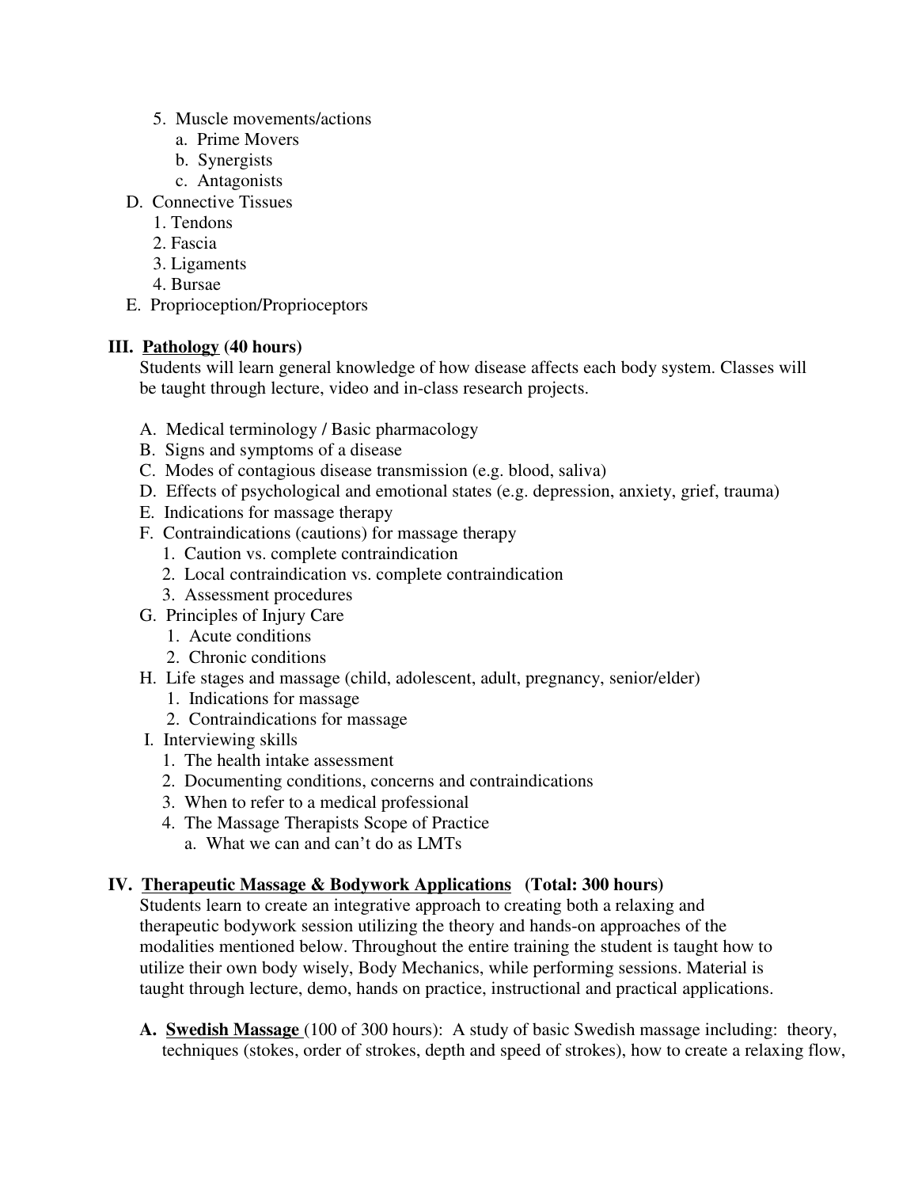5. Muscle movements/actions
   a. Prime Movers
   b. Synergists
   c. Antagonists

D. Connective Tissues
   1. Tendons
   2. Fascia
   3. Ligaments
   4. Bursae

E. Proprioception/Proprioceptors

## III. <u>Pathology</u> (40 hours)

Students will learn general knowledge of how disease affects each body system. Classes will be taught through lecture, video and in-class research projects.

A. Medical terminology / Basic pharmacology

B. Signs and symptoms of a disease

C. Modes of contagious disease transmission (e.g. blood, saliva)

D. Effects of psychological and emotional states (e.g. depression, anxiety, grief, trauma)

E. Indications for massage therapy

F. Contraindications (cautions) for massage therapy
   1. Caution vs. complete contraindication
   2. Local contraindication vs. complete contraindication
   3. Assessment procedures

G. Principles of Injury Care
   1. Acute conditions
   2. Chronic conditions

H. Life stages and massage (child, adolescent, adult, pregnancy, senior/elder)
   1. Indications for massage
   2. Contraindications for massage

I. Interviewing skills
   1. The health intake assessment
   2. Documenting conditions, concerns and contraindications
   3. When to refer to a medical professional
   4. The Massage Therapists Scope of Practice
      a. What we can and can't do as LMTs

## IV. <u>Therapeutic Massage & Bodywork Applications</u> (Total: 300 hours)

Students learn to create an integrative approach to creating both a relaxing and therapeutic bodywork session utilizing the theory and hands-on approaches of the modalities mentioned below. Throughout the entire training the student is taught how to utilize their own body wisely, Body Mechanics, while performing sessions. Material is taught through lecture, demo, hands on practice, instructional and practical applications.

**A. <u>Swedish Massage</u>** (100 of 300 hours): A study of basic Swedish massage including: theory, techniques (stokes, order of strokes, depth and speed of strokes), how to create a relaxing flow,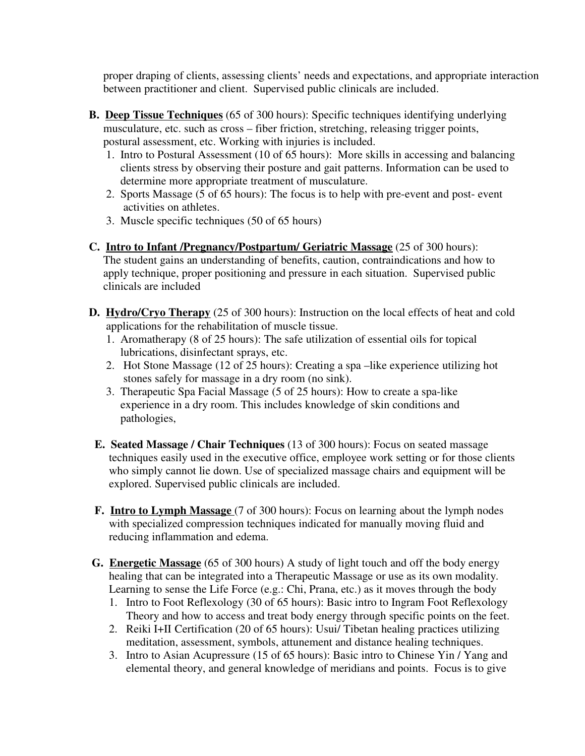proper draping of clients, assessing clients' needs and expectations, and appropriate interaction between practitioner and client. Supervised public clinicals are included.

**B. <u>Deep Tissue Techniques</u>** (65 of 300 hours): Specific techniques identifying underlying musculature, etc. such as cross – fiber friction, stretching, releasing trigger points, postural assessment, etc. Working with injuries is included.

1. Intro to Postural Assessment (10 of 65 hours): More skills in accessing and balancing clients stress by observing their posture and gait patterns. Information can be used to determine more appropriate treatment of musculature.
2. Sports Massage (5 of 65 hours): The focus is to help with pre-event and post- event activities on athletes.
3. Muscle specific techniques (50 of 65 hours)

**C. <u>Intro to Infant /Pregnancy/Postpartum/ Geriatric Massage</u>** (25 of 300 hours): The student gains an understanding of benefits, caution, contraindications and how to apply technique, proper positioning and pressure in each situation. Supervised public clinicals are included

**D. <u>Hydro/Cryo Therapy</u>** (25 of 300 hours): Instruction on the local effects of heat and cold applications for the rehabilitation of muscle tissue.

1. Aromatherapy (8 of 25 hours): The safe utilization of essential oils for topical lubrications, disinfectant sprays, etc.
2. Hot Stone Massage (12 of 25 hours): Creating a spa –like experience utilizing hot stones safely for massage in a dry room (no sink).
3. Therapeutic Spa Facial Massage (5 of 25 hours): How to create a spa-like experience in a dry room. This includes knowledge of skin conditions and pathologies,

**E. Seated Massage / Chair Techniques** (13 of 300 hours): Focus on seated massage techniques easily used in the executive office, employee work setting or for those clients who simply cannot lie down. Use of specialized massage chairs and equipment will be explored. Supervised public clinicals are included.

**F. <u>Intro to Lymph Massage</u>** (7 of 300 hours): Focus on learning about the lymph nodes with specialized compression techniques indicated for manually moving fluid and reducing inflammation and edema.

**G. <u>Energetic Massage</u>** (65 of 300 hours) A study of light touch and off the body energy healing that can be integrated into a Therapeutic Massage or use as its own modality. Learning to sense the Life Force (e.g.: Chi, Prana, etc.) as it moves through the body

1. Intro to Foot Reflexology (30 of 65 hours): Basic intro to Ingram Foot Reflexology Theory and how to access and treat body energy through specific points on the feet.
2. Reiki I+II Certification (20 of 65 hours): Usui/ Tibetan healing practices utilizing meditation, assessment, symbols, attunement and distance healing techniques.
3. Intro to Asian Acupressure (15 of 65 hours): Basic intro to Chinese Yin / Yang and elemental theory, and general knowledge of meridians and points. Focus is to give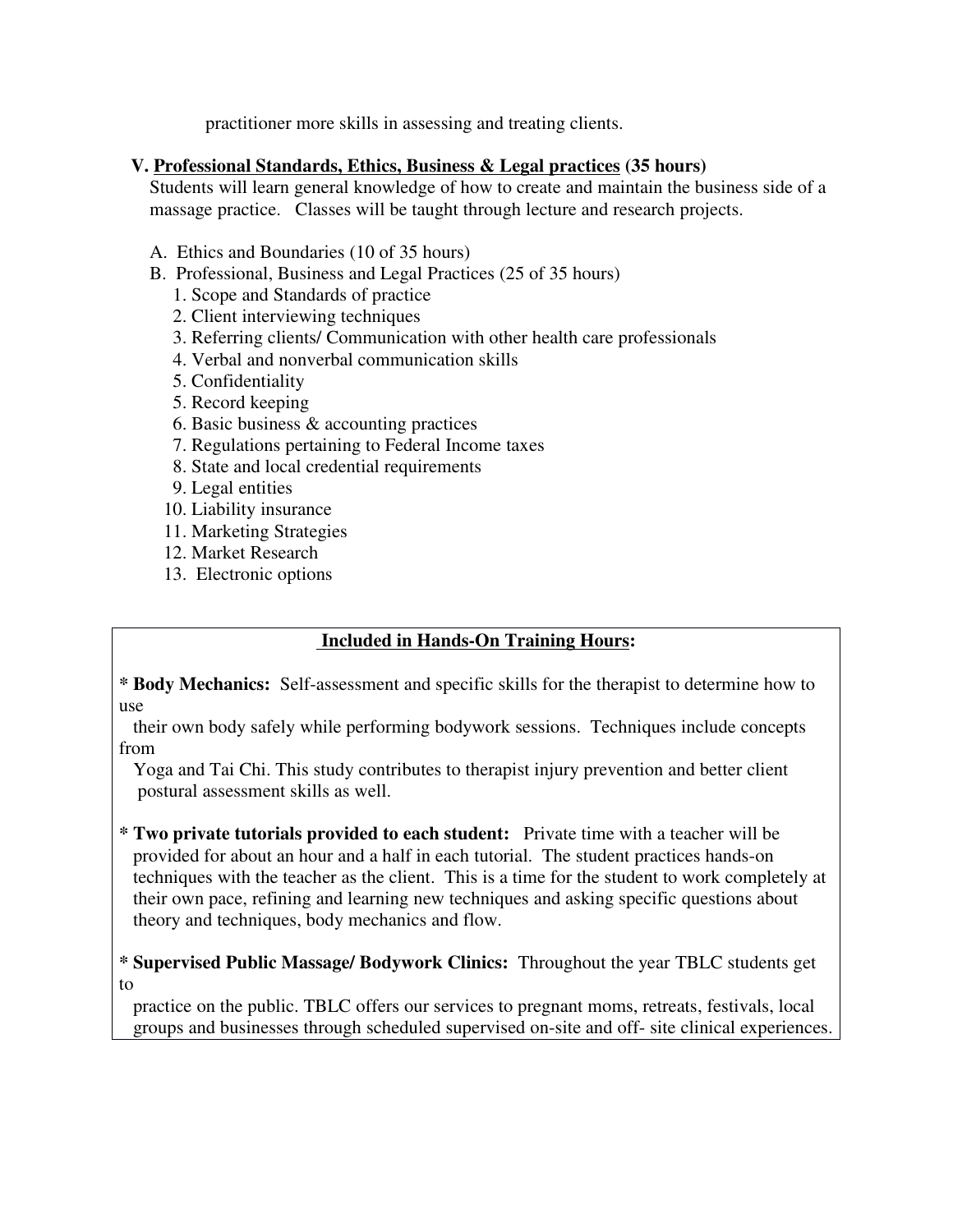practitioner more skills in assessing and treating clients.

**V. <u>Professional Standards, Ethics, Business & Legal practices</u> (35 hours)**

Students will learn general knowledge of how to create and maintain the business side of a massage practice. Classes will be taught through lecture and research projects.

A. Ethics and Boundaries (10 of 35 hours)

B. Professional, Business and Legal Practices (25 of 35 hours)

1. Scope and Standards of practice
2. Client interviewing techniques
3. Referring clients/ Communication with other health care professionals
4. Verbal and nonverbal communication skills
5. Confidentiality
5. Record keeping
6. Basic business & accounting practices
7. Regulations pertaining to Federal Income taxes
8. State and local credential requirements
9. Legal entities
10. Liability insurance
11. Marketing Strategies
12. Market Research
13. Electronic options

**<u>Included in Hands-On Training Hours</u>:**

* **Body Mechanics:** Self-assessment and specific skills for the therapist to determine how to use their own body safely while performing bodywork sessions. Techniques include concepts from Yoga and Tai Chi. This study contributes to therapist injury prevention and better client postural assessment skills as well.

* **Two private tutorials provided to each student:** Private time with a teacher will be provided for about an hour and a half in each tutorial. The student practices hands-on techniques with the teacher as the client. This is a time for the student to work completely at their own pace, refining and learning new techniques and asking specific questions about theory and techniques, body mechanics and flow.

* **Supervised Public Massage/ Bodywork Clinics:** Throughout the year TBLC students get to practice on the public. TBLC offers our services to pregnant moms, retreats, festivals, local groups and businesses through scheduled supervised on-site and off- site clinical experiences.